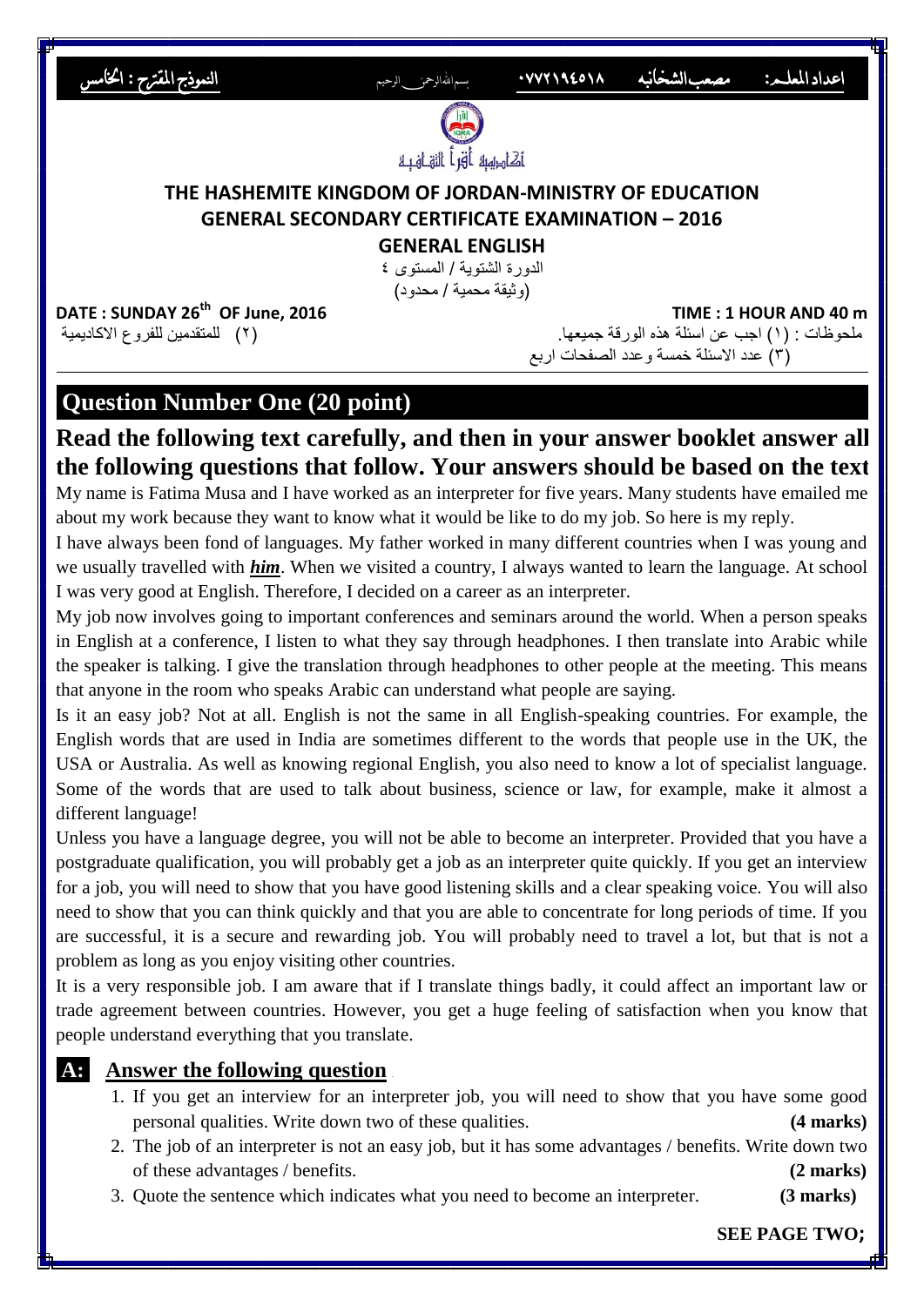النموذج المقترح : الخامس بسم الله الرحمن الرحيم ٠٧٧٢١٩٤٥١٨ مصعب الشخانبه اعداد المعلم:

أكاديمية أقرأ الثقافية

**THE HASHEMITE KINGDOM OF JORDAN-MINISTRY OF EDUCATION**
**GENERAL SECONDARY CERTIFICATE EXAMINATION – 2016**

**GENERAL ENGLISH**

الدورة الشتوية / المستوى ٤

(وثيقة محمية / محدود)

**DATE : SUNDAY 26th OF June, 2016** **TIME : 1 HOUR AND 40 m**

ملحوظات : (١) اجب عن اسئلة هذه الورقة جميعها. (٢) للمتقدمين للفروع الاكاديمية

(٣) عدد الاسئلة خمسة وعدد الصفحات اربع

## Question Number One (20 point)

### Read the following text carefully, and then in your answer booklet answer all the following questions that follow. Your answers should be based on the text

My name is Fatima Musa and I have worked as an interpreter for five years. Many students have emailed me about my work because they want to know what it would be like to do my job. So here is my reply.

I have always been fond of languages. My father worked in many different countries when I was young and we usually travelled with ***him***. When we visited a country, I always wanted to learn the language. At school I was very good at English. Therefore, I decided on a career as an interpreter.

My job now involves going to important conferences and seminars around the world. When a person speaks in English at a conference, I listen to what they say through headphones. I then translate into Arabic while the speaker is talking. I give the translation through headphones to other people at the meeting. This means that anyone in the room who speaks Arabic can understand what people are saying.

Is it an easy job? Not at all. English is not the same in all English-speaking countries. For example, the English words that are used in India are sometimes different to the words that people use in the UK, the USA or Australia. As well as knowing regional English, you also need to know a lot of specialist language. Some of the words that are used to talk about business, science or law, for example, make it almost a different language!

Unless you have a language degree, you will not be able to become an interpreter. Provided that you have a postgraduate qualification, you will probably get a job as an interpreter quite quickly. If you get an interview for a job, you will need to show that you have good listening skills and a clear speaking voice. You will also need to show that you can think quickly and that you are able to concentrate for long periods of time. If you are successful, it is a secure and rewarding job. You will probably need to travel a lot, but that is not a problem as long as you enjoy visiting other countries.

It is a very responsible job. I am aware that if I translate things badly, it could affect an important law or trade agreement between countries. However, you get a huge feeling of satisfaction when you know that people understand everything that you translate.

**A:** **Answer the following question**

1. If you get an interview for an interpreter job, you will need to show that you have some good personal qualities. Write down two of these qualities. **(4 marks)**
2. The job of an interpreter is not an easy job, but it has some advantages / benefits. Write down two of these advantages / benefits. **(2 marks)**
3. Quote the sentence which indicates what you need to become an interpreter. **(3 marks)**

**SEE PAGE TWO;**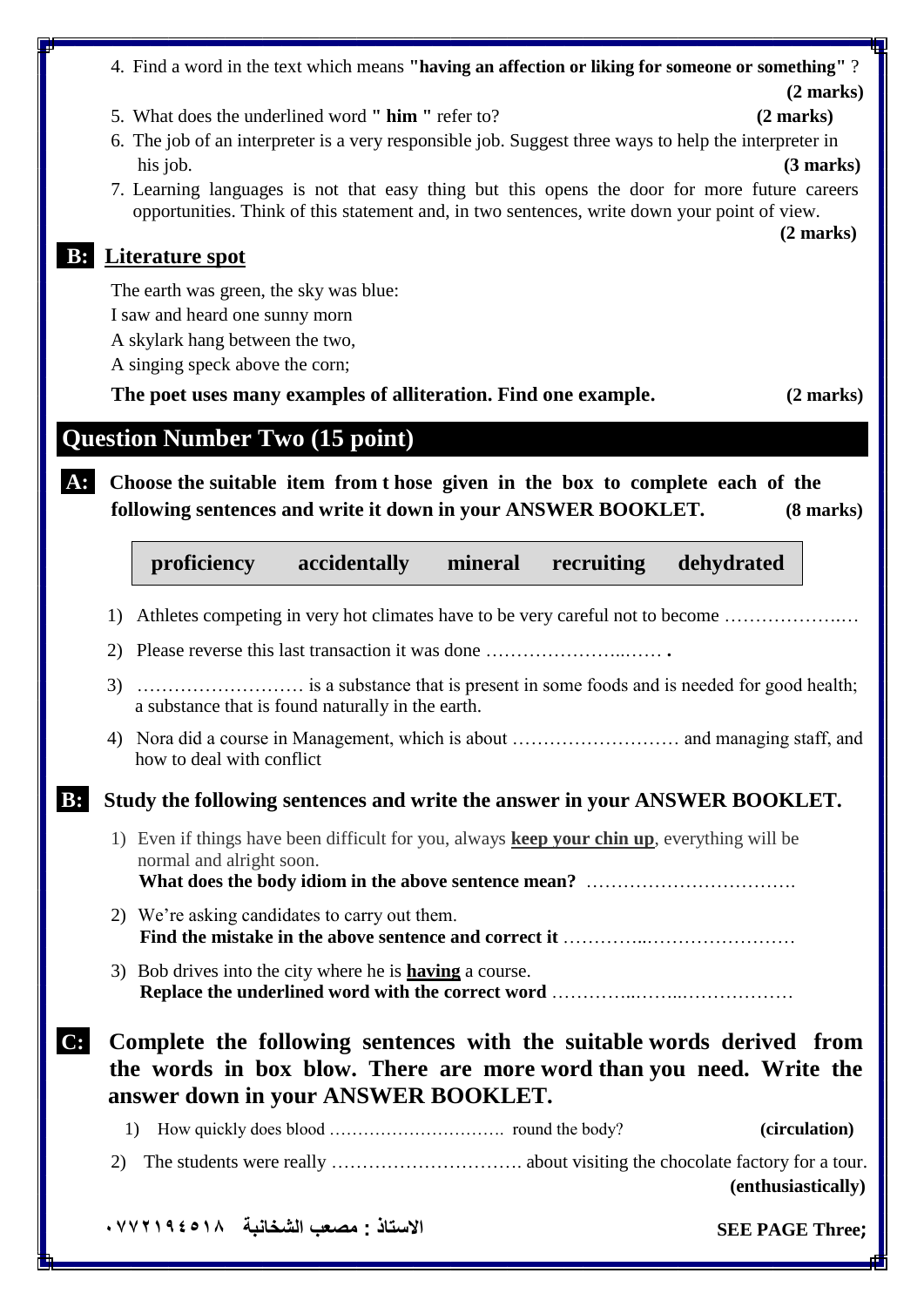4. Find a word in the text which means **"having an affection or liking for someone or something"** ? **(2 marks)**
5. What does the underlined word **" him "** refer to? **(2 marks)**
6. The job of an interpreter is a very responsible job. Suggest three ways to help the interpreter in his job. **(3 marks)**
7. Learning languages is not that easy thing but this opens the door for more future careers opportunities. Think of this statement and, in two sentences, write down your point of view. **(2 marks)**

**B: Literature spot**

The earth was green, the sky was blue:
I saw and heard one sunny morn
A skylark hang between the two,
A singing speck above the corn;

**The poet uses many examples of alliteration. Find one example.** **(2 marks)**

## Question Number Two (15 point)

**A: Choose the suitable item from t hose given in the box to complete each of the following sentences and write it down in your ANSWER BOOKLET.** **(8 marks)**

| proficiency | accidentally | mineral | recruiting | dehydrated |
|---|---|---|---|---|

1) Athletes competing in very hot climates have to be very careful not to become ………………..…
2) Please reverse this last transaction it was done …………………..…… **.**
3) ……………………… is a substance that is present in some foods and is needed for good health; a substance that is found naturally in the earth.
4) Nora did a course in Management, which is about ……………………… and managing staff, and how to deal with conflict

**B: Study the following sentences and write the answer in your ANSWER BOOKLET.**

1) Even if things have been difficult for you, always **keep your chin up**, everything will be normal and alright soon.
   **What does the body idiom in the above sentence mean?** …………………………….
2) We're asking candidates to carry out them.
   **Find the mistake in the above sentence and correct it** …………..……………………
3) Bob drives into the city where he is **having** a course.
   **Replace the underlined word with the correct word** …………..……..………………

**C: Complete the following sentences with the suitable words derived from the words in box blow. There are more word than you need. Write the answer down in your ANSWER BOOKLET.**

1) How quickly does blood …………………………. round the body? **(circulation)**
2) The students were really …………………………. about visiting the chocolate factory for a tour. **(enthusiastically)**

**الاستاذ : مصعب الشخانبة ٠٧٧٢١٩٤٥١٨** **SEE PAGE Three;**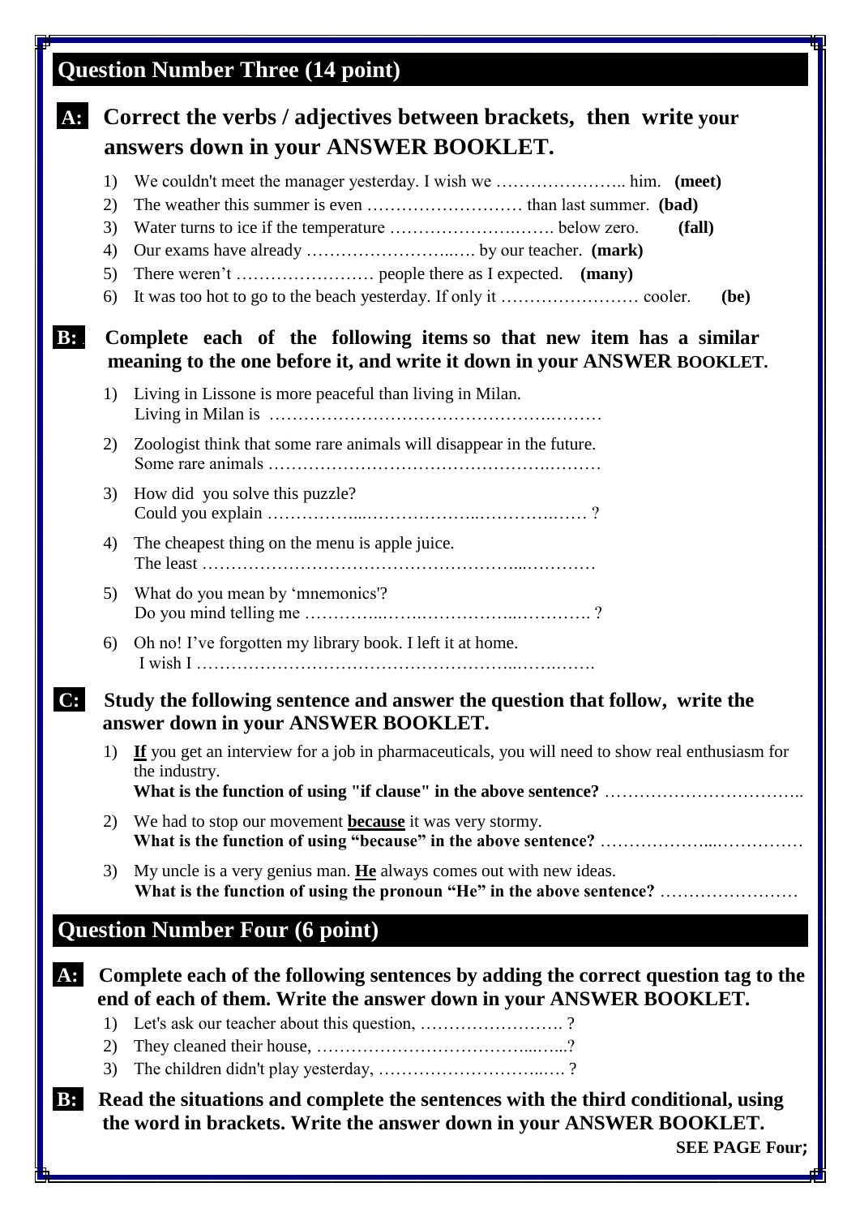## Question Number Three (14 point)

**A: Correct the verbs / adjectives between brackets, then write your answers down in your ANSWER BOOKLET.**

1) We couldn't meet the manager yesterday. I wish we ………………….. him. **(meet)**
2) The weather this summer is even ……………………… than last summer. **(bad)**
3) Water turns to ice if the temperature ……………………..……. below zero. **(fall)**
4) Our exams have already ……………………..…. by our teacher. **(mark)**
5) There weren't …………………… people there as I expected. **(many)**
6) It was too hot to go to the beach yesterday. If only it …………………… cooler. **(be)**

**B: Complete each of the following items so that new item has a similar meaning to the one before it, and write it down in your ANSWER BOOKLET.**

1) Living in Lissone is more peaceful than living in Milan.
   Living in Milan is ……………………………………………..………
2) Zoologist think that some rare animals will disappear in the future.
   Some rare animals ……………………………………………..………
3) How did you solve this puzzle?
   Could you explain ……………...………………..…………..…… ?
4) The cheapest thing on the menu is apple juice.
   The least ………………………………………………...…………
5) What do you mean by 'mnemonics'?
   Do you mind telling me …………..…….……………..…………. ?
6) Oh no! I've forgotten my library book. I left it at home.
   I wish I ………………………………………………...…….…….

**C: Study the following sentence and answer the question that follow, write the answer down in your ANSWER BOOKLET.**

1) **If** you get an interview for a job in pharmaceuticals, you will need to show real enthusiasm for the industry.
   **What is the function of using "if clause" in the above sentence?** ……………………………..
2) We had to stop our movement **because** it was very stormy.
   **What is the function of using "because" in the above sentence?** ………………...……………
3) My uncle is a very genius man. **He** always comes out with new ideas.
   **What is the function of using the pronoun "He" in the above sentence?** ……………………

## Question Number Four (6 point)

**A: Complete each of the following sentences by adding the correct question tag to the end of each of them. Write the answer down in your ANSWER BOOKLET.**

1) Let's ask our teacher about this question, ……………………. ?
2) They cleaned their house, …………………………………...…...?
3) The children didn't play yesterday, ………………………..…. ?

**B: Read the situations and complete the sentences with the third conditional, using the word in brackets. Write the answer down in your ANSWER BOOKLET.**

**SEE PAGE Four;**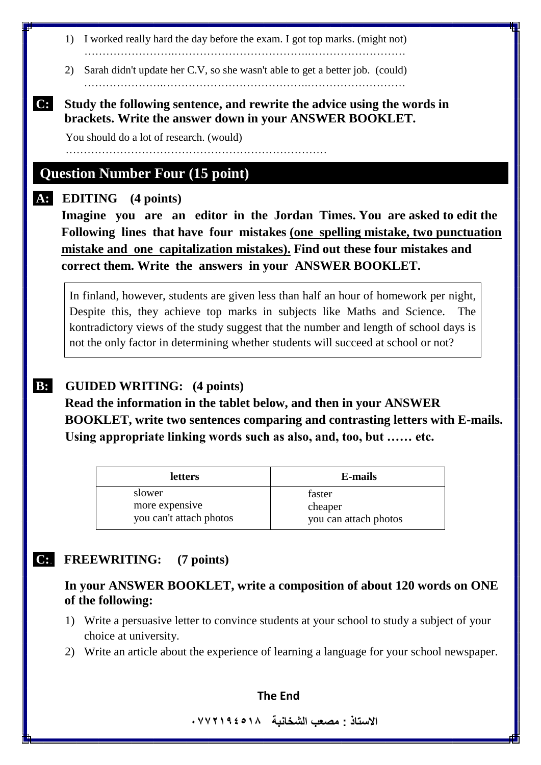1) I worked really hard the day before the exam. I got top marks. (might not)
……………………..…………………………….……………………

2) Sarah didn't update her C.V, so she wasn't able to get a better job. (could)
…………………..………………………………..………………………

**C: Study the following sentence, and rewrite the advice using the words in brackets. Write the answer down in your ANSWER BOOKLET.**

You should do a lot of research. (would)
………………………………………………………………

## Question Number Four (15 point)

**A: EDITING (4 points)**

**Imagine you are an editor in the Jordan Times. You are asked to edit the Following lines that have four mistakes <u>(one spelling mistake, two punctuation mistake and one capitalization mistakes).</u> Find out these four mistakes and correct them. Write the answers in your ANSWER BOOKLET.**

In finland, however, students are given less than half an hour of homework per night, Despite this, they achieve top marks in subjects like Maths and Science. The kontradictory views of the study suggest that the number and length of school days is not the only factor in determining whether students will succeed at school or not?

**B: GUIDED WRITING: (4 points)**

**Read the information in the tablet below, and then in your ANSWER BOOKLET, write two sentences comparing and contrasting letters with E-mails. Using appropriate linking words such as also, and, too, but …… etc.**

| letters | E-mails |
|---|---|
| slower<br>more expensive<br>you can't attach photos | faster<br>cheaper<br>you can attach photos |

**C: FREEWRITING: (7 points)**

**In your ANSWER BOOKLET, write a composition of about 120 words on ONE of the following:**

1) Write a persuasive letter to convince students at your school to study a subject of your choice at university.
2) Write an article about the experience of learning a language for your school newspaper.

**The End**

**الاستاذ : مصعب الشخانبة ٠٧٧٢١٩٤٥١٨**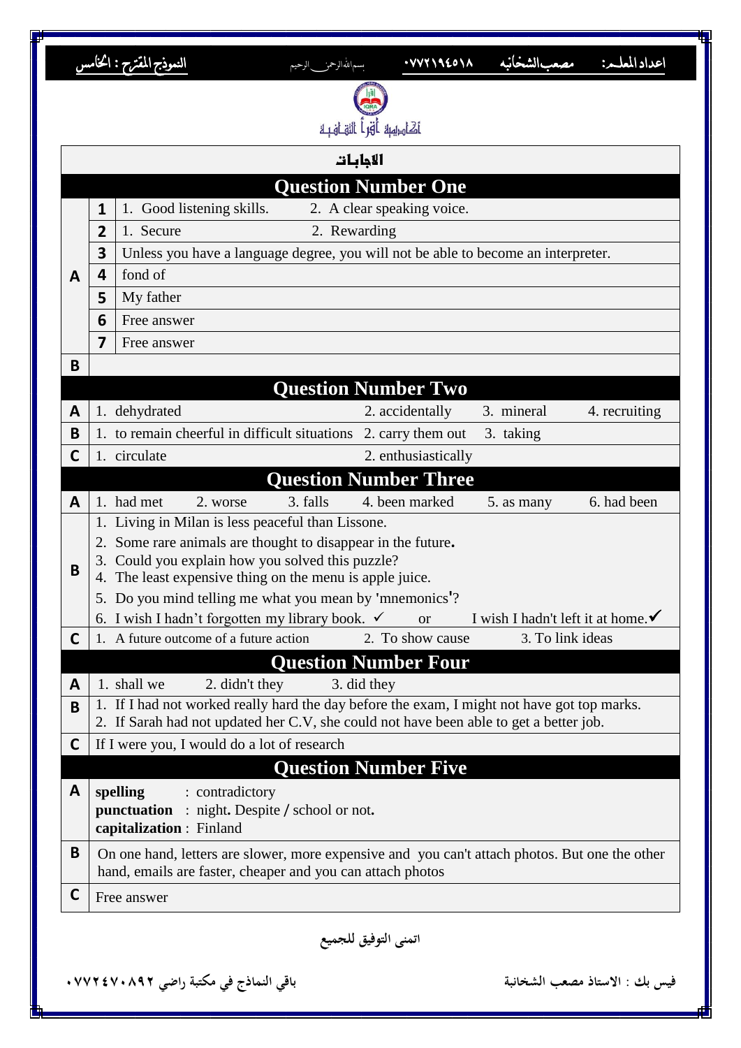اعداد المعلـم: مصعب الشخانبه ٠٧٧٢١٩٤٥١٨ بسم الله الرحمن الرحيم النموذج المقترح : الخامس

أكاديمية أقرأ الثقافية

## الاجابات

### Question Number One

| | | |
|---|---|---|
| A | 1 | 1. Good listening skills. 2. A clear speaking voice. |
| | 2 | 1. Secure 2. Rewarding |
| | 3 | Unless you have a language degree, you will not be able to become an interpreter. |
| | 4 | fond of |
| | 5 | My father |
| | 6 | Free answer |
| | 7 | Free answer |
| B | | |

### Question Number Two

| | |
|---|---|
| A | 1. dehydrated 2. accidentally 3. mineral 4. recruiting |
| B | 1. to remain cheerful in difficult situations 2. carry them out 3. taking |
| C | 1. circulate 2. enthusiastically |

### Question Number Three

| | |
|---|---|
| A | 1. had met 2. worse 3. falls 4. been marked 5. as many 6. had been |
| B | 1. Living in Milan is less peaceful than Lissone.<br>2. Some rare animals are thought to disappear in the future.<br>3. Could you explain how you solved this puzzle?<br>4. The least expensive thing on the menu is apple juice.<br>5. Do you mind telling me what you mean by 'mnemonics'?<br>6. I wish I hadn't forgotten my library book. ✓ or I wish I hadn't left it at home.✓ |
| C | 1. A future outcome of a future action 2. To show cause 3. To link ideas |

### Question Number Four

| | |
|---|---|
| A | 1. shall we 2. didn't they 3. did they |
| B | 1. If I had not worked really hard the day before the exam, I might not have got top marks.<br>2. If Sarah had not updated her C.V, she could not have been able to get a better job. |
| C | If I were you, I would do a lot of research |

### Question Number Five

| | |
|---|---|
| A | **spelling** : contradictory<br>**punctuation** : night**.** Despite **/** school or not**.**<br>**capitalization** : Finland |
| B | On one hand, letters are slower, more expensive and you can't attach photos. But one the other hand, emails are faster, cheaper and you can attach photos |
| C | Free answer |

اتمنى التوفيق للجميع

فيس بك : الاستاذ مصعب الشخانبة باقي النماذج في مكتبة راضي ٠٧٧٢٤٧٠٨٩٢